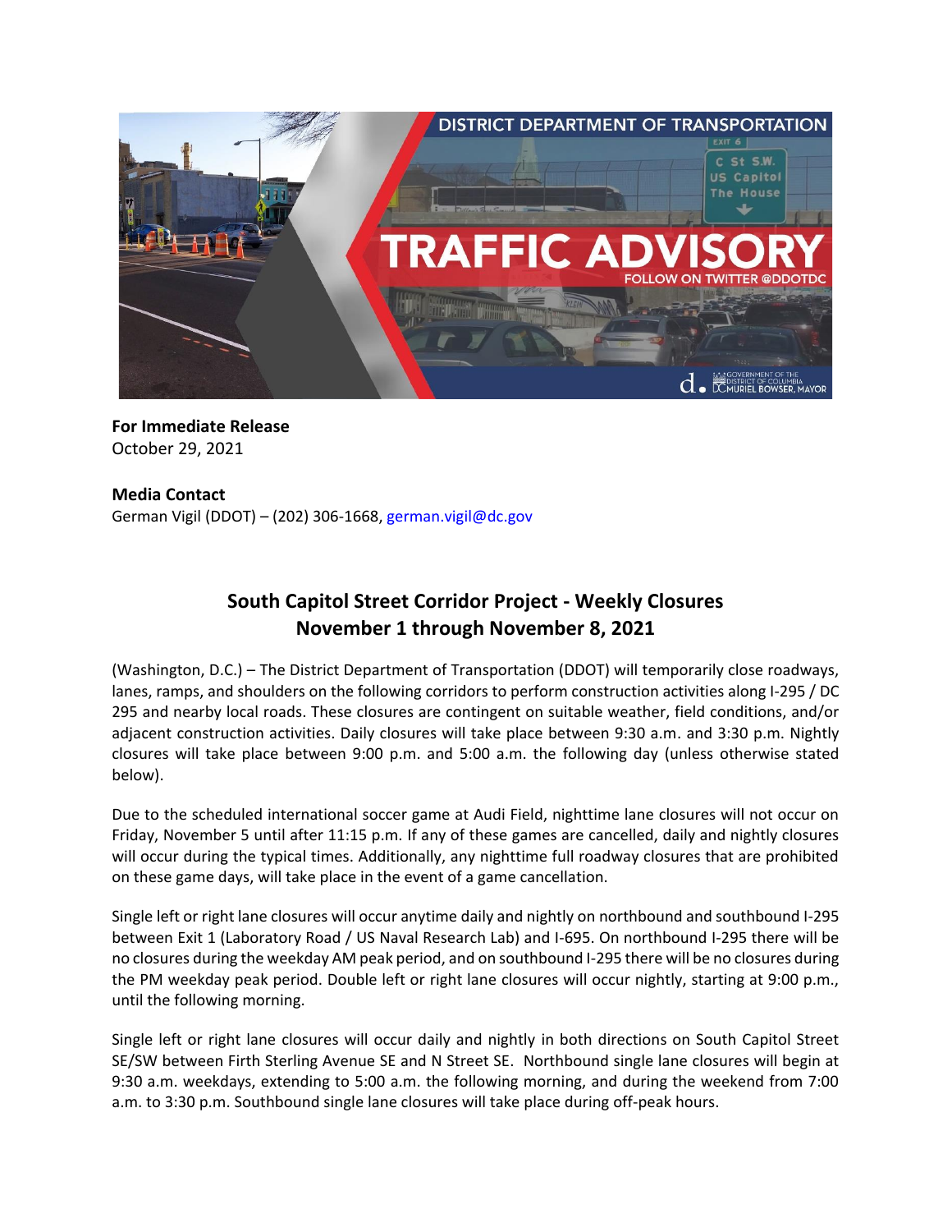**For Immediate Release**
October 29, 2021

**Media Contact**
German Vigil (DDOT) – (202) 306-1668, german.vigil@dc.gov

## South Capitol Street Corridor Project - Weekly Closures November 1 through November 8, 2021

(Washington, D.C.) – The District Department of Transportation (DDOT) will temporarily close roadways, lanes, ramps, and shoulders on the following corridors to perform construction activities along I-295 / DC 295 and nearby local roads. These closures are contingent on suitable weather, field conditions, and/or adjacent construction activities. Daily closures will take place between 9:30 a.m. and 3:30 p.m. Nightly closures will take place between 9:00 p.m. and 5:00 a.m. the following day (unless otherwise stated below).

Due to the scheduled international soccer game at Audi Field, nighttime lane closures will not occur on Friday, November 5 until after 11:15 p.m. If any of these games are cancelled, daily and nightly closures will occur during the typical times. Additionally, any nighttime full roadway closures that are prohibited on these game days, will take place in the event of a game cancellation.

Single left or right lane closures will occur anytime daily and nightly on northbound and southbound I-295 between Exit 1 (Laboratory Road / US Naval Research Lab) and I-695. On northbound I-295 there will be no closures during the weekday AM peak period, and on southbound I-295 there will be no closures during the PM weekday peak period. Double left or right lane closures will occur nightly, starting at 9:00 p.m., until the following morning.

Single left or right lane closures will occur daily and nightly in both directions on South Capitol Street SE/SW between Firth Sterling Avenue SE and N Street SE. Northbound single lane closures will begin at 9:30 a.m. weekdays, extending to 5:00 a.m. the following morning, and during the weekend from 7:00 a.m. to 3:30 p.m. Southbound single lane closures will take place during off-peak hours.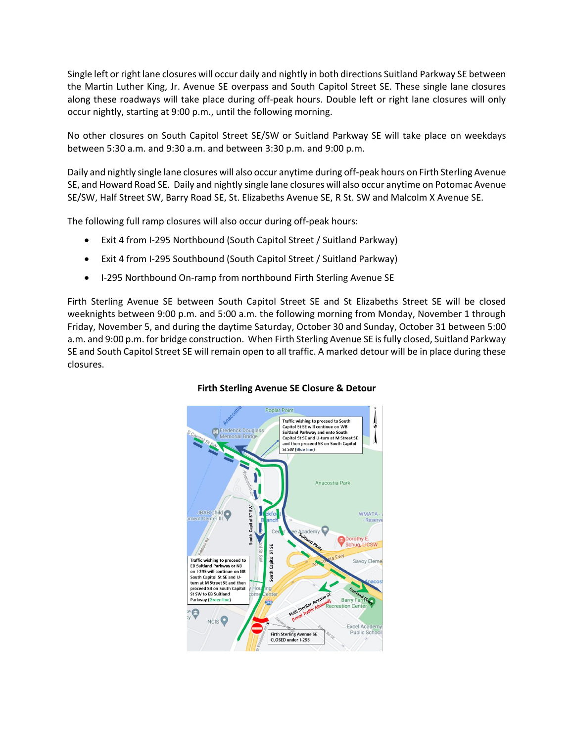Single left or right lane closures will occur daily and nightly in both directions Suitland Parkway SE between the Martin Luther King, Jr. Avenue SE overpass and South Capitol Street SE. These single lane closures along these roadways will take place during off-peak hours. Double left or right lane closures will only occur nightly, starting at 9:00 p.m., until the following morning.

No other closures on South Capitol Street SE/SW or Suitland Parkway SE will take place on weekdays between 5:30 a.m. and 9:30 a.m. and between 3:30 p.m. and 9:00 p.m.

Daily and nightly single lane closures will also occur anytime during off-peak hours on Firth Sterling Avenue SE, and Howard Road SE. Daily and nightly single lane closures will also occur anytime on Potomac Avenue SE/SW, Half Street SW, Barry Road SE, St. Elizabeths Avenue SE, R St. SW and Malcolm X Avenue SE.

The following full ramp closures will also occur during off-peak hours:

- Exit 4 from I-295 Northbound (South Capitol Street / Suitland Parkway)
- Exit 4 from I-295 Southbound (South Capitol Street / Suitland Parkway)
- I-295 Northbound On-ramp from northbound Firth Sterling Avenue SE

Firth Sterling Avenue SE between South Capitol Street SE and St Elizabeths Street SE will be closed weeknights between 9:00 p.m. and 5:00 a.m. the following morning from Monday, November 1 through Friday, November 5, and during the daytime Saturday, October 30 and Sunday, October 31 between 5:00 a.m. and 9:00 p.m. for bridge construction. When Firth Sterling Avenue SE is fully closed, Suitland Parkway SE and South Capitol Street SE will remain open to all traffic. A marked detour will be in place during these closures.

**Firth Sterling Avenue SE Closure & Detour**

Traffic wishing to proceed to South Capitol St SE will continue on WB Suitland Parkway and onto South Capitol St SE and U-turn at M Street SE and then proceed SB on South Capitol St SW (Blue line)

Traffic wishing to proceed to EB Suitland Parkway or NB on I-295 will continue on NB South Capitol St SE and U-turn at M Street SE and then proceed SB on South Capitol St SW to EB Suitland Parkway (Green line)

Firth Sterling Avenue SE (Local Traffic Allowed)

Firth Sterling Avenue SE CLOSED under I-295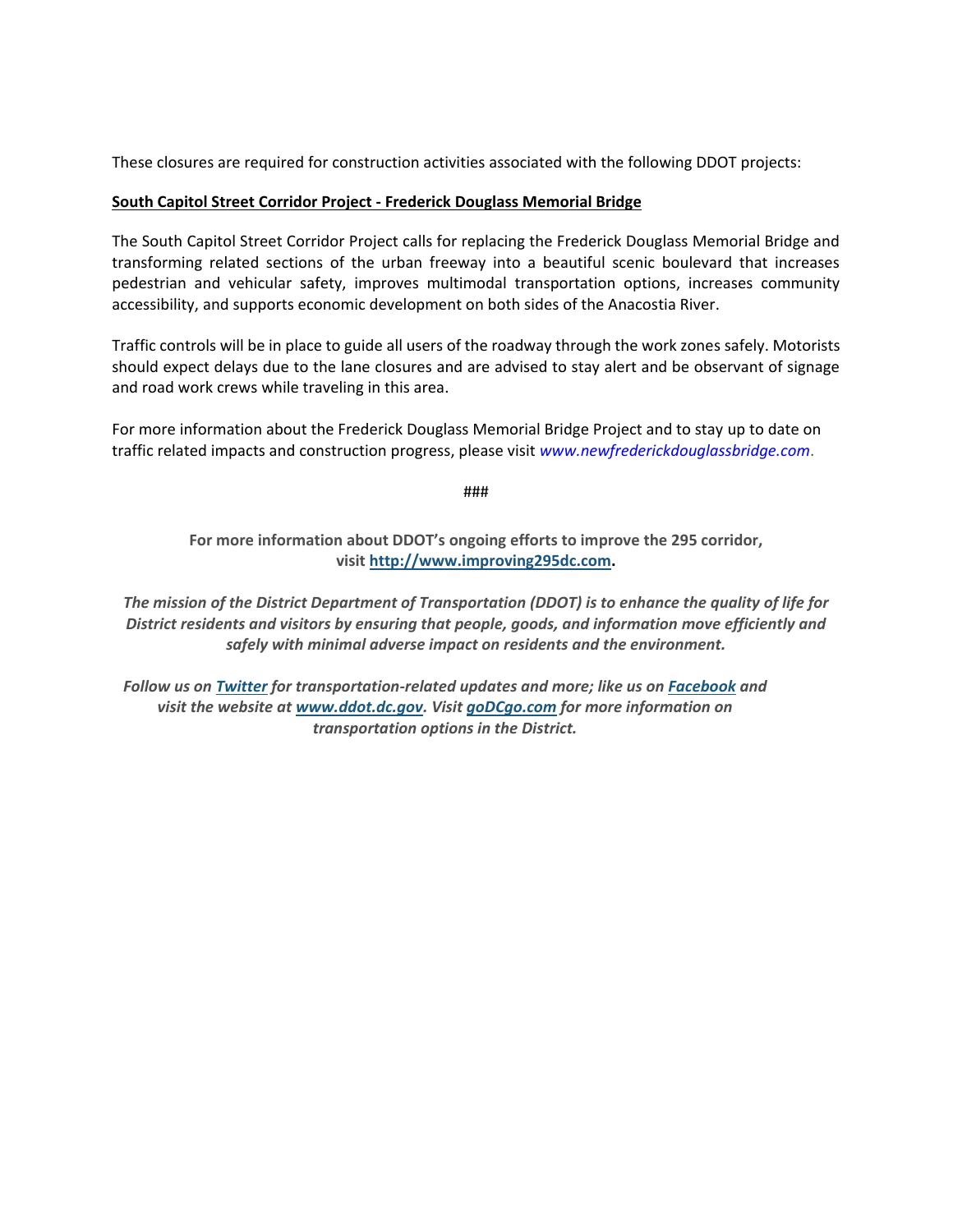These closures are required for construction activities associated with the following DDOT projects:

**South Capitol Street Corridor Project - Frederick Douglass Memorial Bridge**

The South Capitol Street Corridor Project calls for replacing the Frederick Douglass Memorial Bridge and transforming related sections of the urban freeway into a beautiful scenic boulevard that increases pedestrian and vehicular safety, improves multimodal transportation options, increases community accessibility, and supports economic development on both sides of the Anacostia River.

Traffic controls will be in place to guide all users of the roadway through the work zones safely. Motorists should expect delays due to the lane closures and are advised to stay alert and be observant of signage and road work crews while traveling in this area.

For more information about the Frederick Douglass Memorial Bridge Project and to stay up to date on traffic related impacts and construction progress, please visit *www.newfrederickdouglassbridge.com*.

###

**For more information about DDOT's ongoing efforts to improve the 295 corridor, visit http://www.improving295dc.com.**

***The mission of the District Department of Transportation (DDOT) is to enhance the quality of life for District residents and visitors by ensuring that people, goods, and information move efficiently and safely with minimal adverse impact on residents and the environment.***

***Follow us on Twitter for transportation-related updates and more; like us on Facebook and visit the website at www.ddot.dc.gov. Visit goDCgo.com for more information on transportation options in the District.***